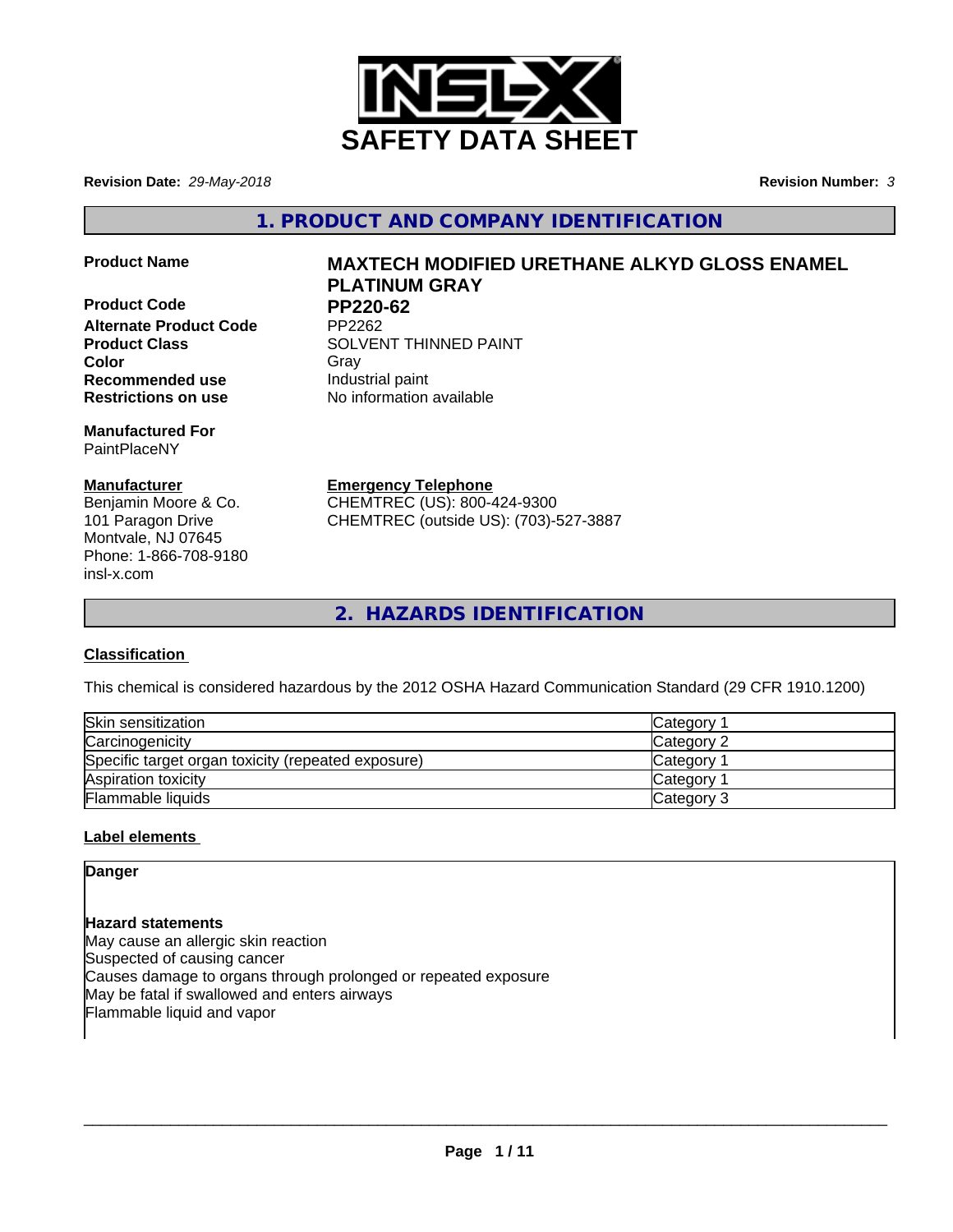# SAFETY DATA SHEET

**Revision Date:** *29-May-2018* **Revision Number:** *3*

## 1. PRODUCT AND COMPANY IDENTIFICATION

| | |
|---|---|
| **Product Name** | **MAXTECH MODIFIED URETHANE ALKYD GLOSS ENAMEL PLATINUM GRAY** |
| **Product Code** | **PP220-62** |
| **Alternate Product Code** | PP2262 |
| **Product Class** | SOLVENT THINNED PAINT |
| **Color** | Gray |
| **Recommended use** | Industrial paint |
| **Restrictions on use** | No information available |

**Manufactured For**
PaintPlaceNY

**Manufacturer**
Benjamin Moore & Co.
101 Paragon Drive
Montvale, NJ 07645
Phone: 1-866-708-9180
insl-x.com

**Emergency Telephone**
CHEMTREC (US): 800-424-9300
CHEMTREC (outside US): (703)-527-3887

## 2. HAZARDS IDENTIFICATION

### Classification

This chemical is considered hazardous by the 2012 OSHA Hazard Communication Standard (29 CFR 1910.1200)

| | |
|---|---|
| Skin sensitization | Category 1 |
| Carcinogenicity | Category 2 |
| Specific target organ toxicity (repeated exposure) | Category 1 |
| Aspiration toxicity | Category 1 |
| Flammable liquids | Category 3 |

### Label elements

**Danger**

**Hazard statements**
May cause an allergic skin reaction
Suspected of causing cancer
Causes damage to organs through prolonged or repeated exposure
May be fatal if swallowed and enters airways
Flammable liquid and vapor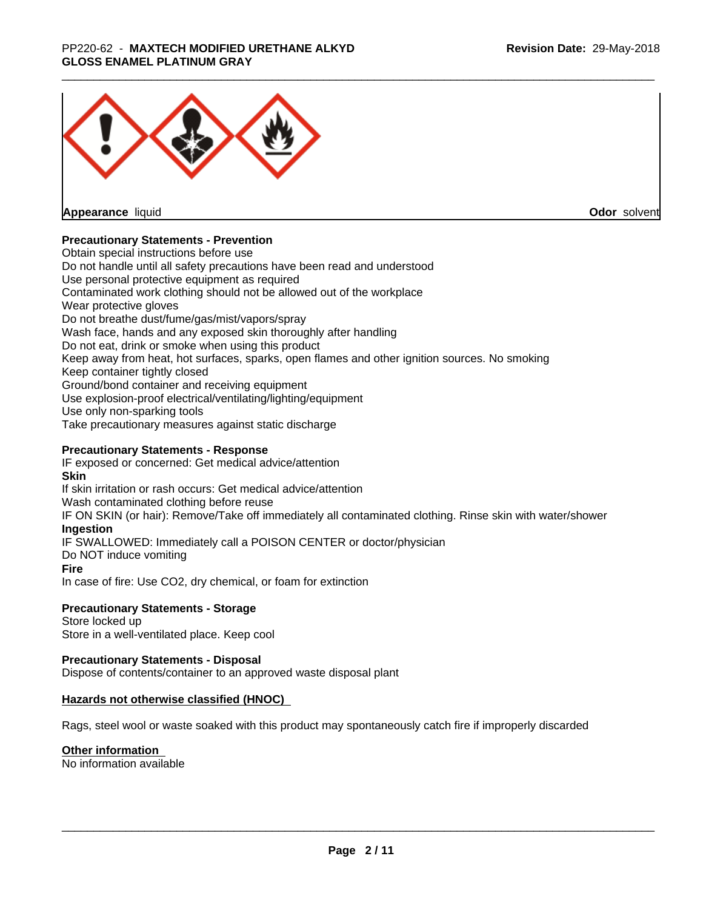**Appearance** liquid **Odor** solvent

**Precautionary Statements - Prevention**

Obtain special instructions before use
Do not handle until all safety precautions have been read and understood
Use personal protective equipment as required
Contaminated work clothing should not be allowed out of the workplace
Wear protective gloves
Do not breathe dust/fume/gas/mist/vapors/spray
Wash face, hands and any exposed skin thoroughly after handling
Do not eat, drink or smoke when using this product
Keep away from heat, hot surfaces, sparks, open flames and other ignition sources. No smoking
Keep container tightly closed
Ground/bond container and receiving equipment
Use explosion-proof electrical/ventilating/lighting/equipment
Use only non-sparking tools
Take precautionary measures against static discharge

**Precautionary Statements - Response**

IF exposed or concerned: Get medical advice/attention

**Skin**

If skin irritation or rash occurs: Get medical advice/attention
Wash contaminated clothing before reuse
IF ON SKIN (or hair): Remove/Take off immediately all contaminated clothing. Rinse skin with water/shower

**Ingestion**

IF SWALLOWED: Immediately call a POISON CENTER or doctor/physician
Do NOT induce vomiting

**Fire**

In case of fire: Use $CO_2$, dry chemical, or foam for extinction

**Precautionary Statements - Storage**

Store locked up
Store in a well-ventilated place. Keep cool

**Precautionary Statements - Disposal**

Dispose of contents/container to an approved waste disposal plant

**Hazards not otherwise classified (HNOC)**

Rags, steel wool or waste soaked with this product may spontaneously catch fire if improperly discarded

**Other information**

No information available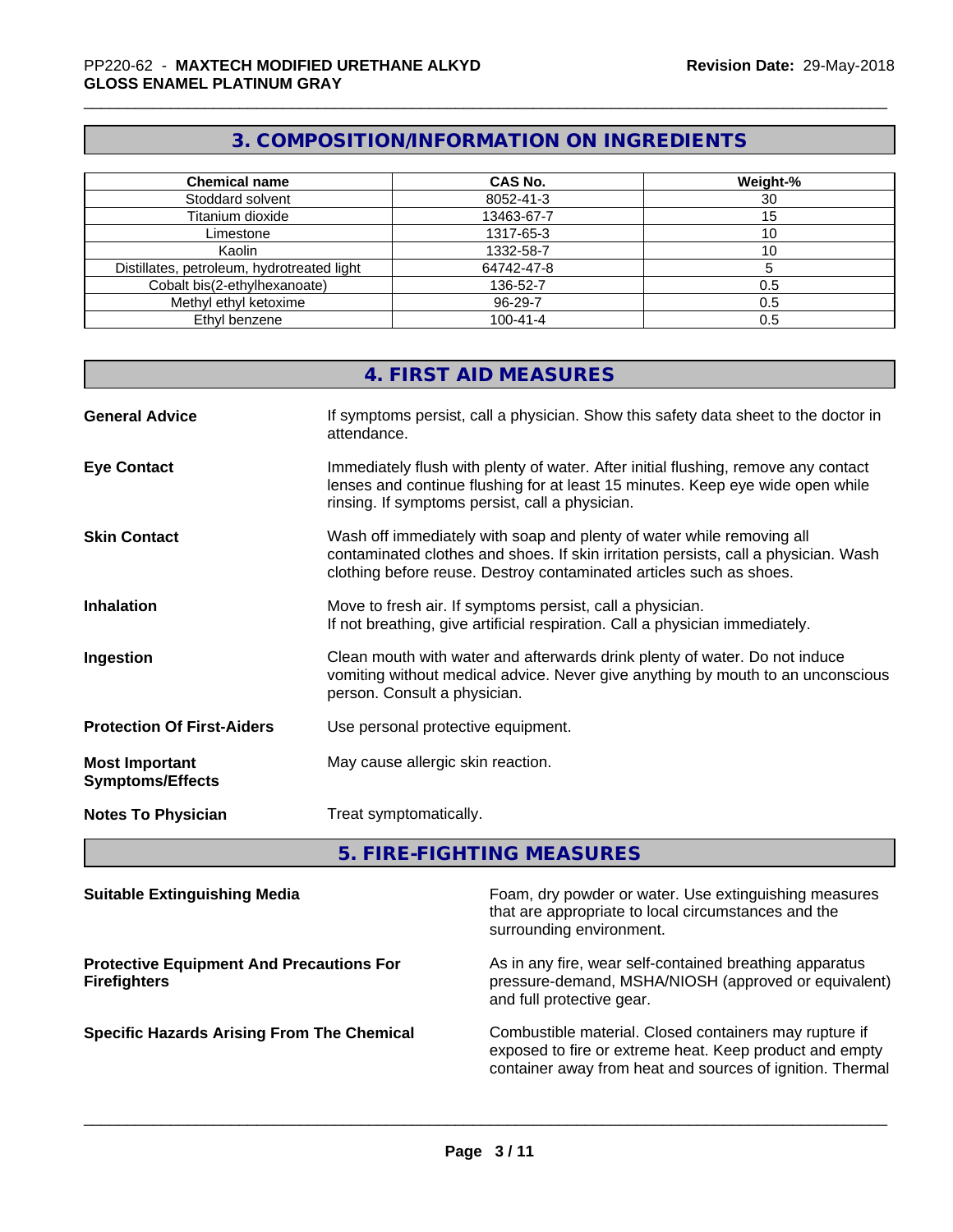## 3. COMPOSITION/INFORMATION ON INGREDIENTS

| Chemical name | CAS No. | Weight-% |
|---|---|---|
| Stoddard solvent | 8052-41-3 | 30 |
| Titanium dioxide | 13463-67-7 | 15 |
| Limestone | 1317-65-3 | 10 |
| Kaolin | 1332-58-7 | 10 |
| Distillates, petroleum, hydrotreated light | 64742-47-8 | 5 |
| Cobalt bis(2-ethylhexanoate) | 136-52-7 | 0.5 |
| Methyl ethyl ketoxime | 96-29-7 | 0.5 |
| Ethyl benzene | 100-41-4 | 0.5 |

## 4. FIRST AID MEASURES

**General Advice**
If symptoms persist, call a physician. Show this safety data sheet to the doctor in attendance.

**Eye Contact**
Immediately flush with plenty of water. After initial flushing, remove any contact lenses and continue flushing for at least 15 minutes. Keep eye wide open while rinsing. If symptoms persist, call a physician.

**Skin Contact**
Wash off immediately with soap and plenty of water while removing all contaminated clothes and shoes. If skin irritation persists, call a physician. Wash clothing before reuse. Destroy contaminated articles such as shoes.

**Inhalation**
Move to fresh air. If symptoms persist, call a physician.
If not breathing, give artificial respiration. Call a physician immediately.

**Ingestion**
Clean mouth with water and afterwards drink plenty of water. Do not induce vomiting without medical advice. Never give anything by mouth to an unconscious person. Consult a physician.

**Protection Of First-Aiders**
Use personal protective equipment.

**Most Important Symptoms/Effects**
May cause allergic skin reaction.

**Notes To Physician**
Treat symptomatically.

## 5. FIRE-FIGHTING MEASURES

**Suitable Extinguishing Media**
Foam, dry powder or water. Use extinguishing measures that are appropriate to local circumstances and the surrounding environment.

**Protective Equipment And Precautions For Firefighters**
As in any fire, wear self-contained breathing apparatus pressure-demand, MSHA/NIOSH (approved or equivalent) and full protective gear.

**Specific Hazards Arising From The Chemical**
Combustible material. Closed containers may rupture if exposed to fire or extreme heat. Keep product and empty container away from heat and sources of ignition. Thermal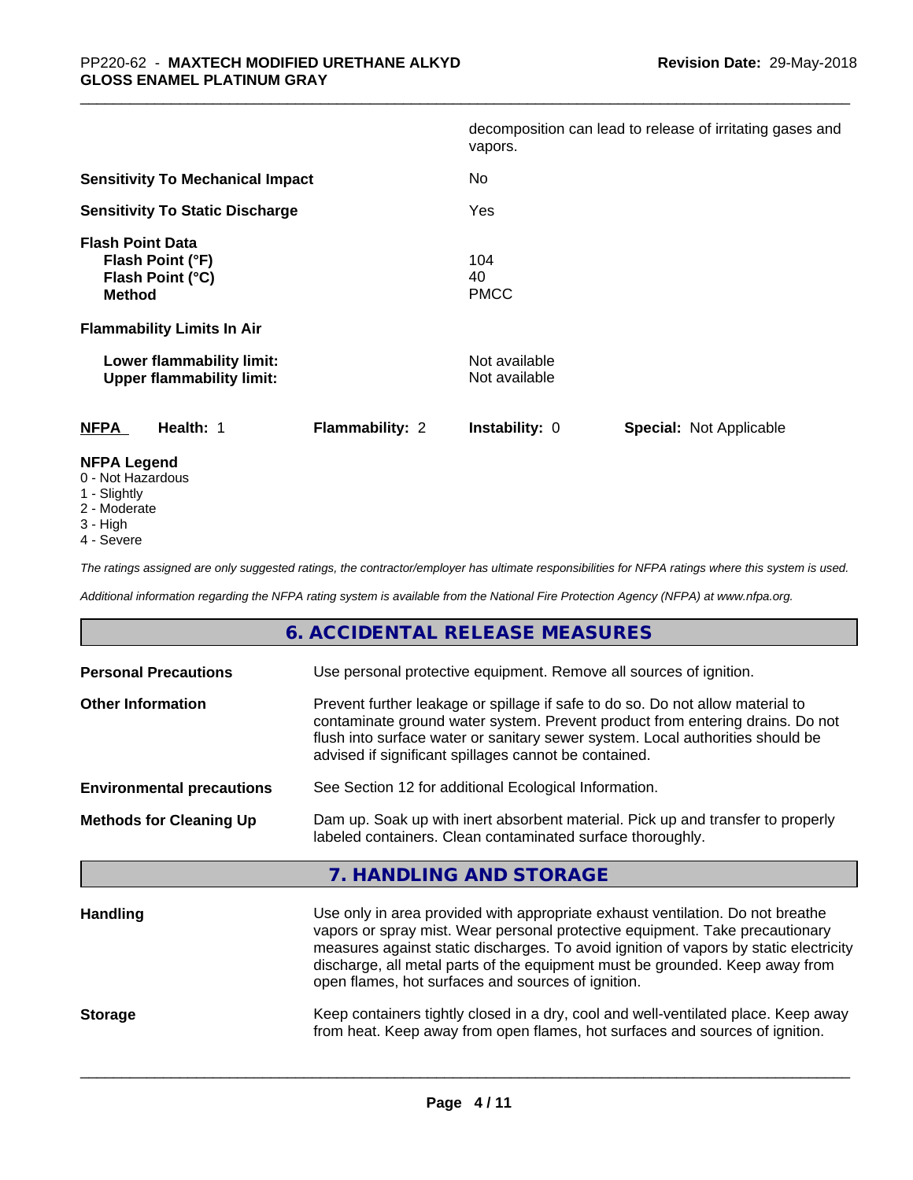| | |
|---|---|
| | decomposition can lead to release of irritating gases and vapors. |
| **Sensitivity To Mechanical Impact** | No |
| **Sensitivity To Static Discharge** | Yes |

**Flash Point Data**

| | |
|---|---|
| **Flash Point (°F)** | 104 |
| **Flash Point (°C)** | 40 |
| **Method** | PMCC |

**Flammability Limits In Air**

| | |
|---|---|
| **Lower flammability limit:** | Not available |
| **Upper flammability limit:** | Not available |

| **NFPA** | **Health:** 1 | **Flammability:** 2 | **Instability:** 0 | **Special:** Not Applicable |
|---|---|---|---|---|

**NFPA Legend**
- 0 - Not Hazardous
- 1 - Slightly
- 2 - Moderate
- 3 - High
- 4 - Severe

*The ratings assigned are only suggested ratings, the contractor/employer has ultimate responsibilities for NFPA ratings where this system is used.*

*Additional information regarding the NFPA rating system is available from the National Fire Protection Agency (NFPA) at www.nfpa.org.*

## 6. ACCIDENTAL RELEASE MEASURES

| | |
|---|---|
| **Personal Precautions** | Use personal protective equipment. Remove all sources of ignition. |
| **Other Information** | Prevent further leakage or spillage if safe to do so. Do not allow material to contaminate ground water system. Prevent product from entering drains. Do not flush into surface water or sanitary sewer system. Local authorities should be advised if significant spillages cannot be contained. |
| **Environmental precautions** | See Section 12 for additional Ecological Information. |
| **Methods for Cleaning Up** | Dam up. Soak up with inert absorbent material. Pick up and transfer to properly labeled containers. Clean contaminated surface thoroughly. |

## 7. HANDLING AND STORAGE

| | |
|---|---|
| **Handling** | Use only in area provided with appropriate exhaust ventilation. Do not breathe vapors or spray mist. Wear personal protective equipment. Take precautionary measures against static discharges. To avoid ignition of vapors by static electricity discharge, all metal parts of the equipment must be grounded. Keep away from open flames, hot surfaces and sources of ignition. |
| **Storage** | Keep containers tightly closed in a dry, cool and well-ventilated place. Keep away from heat. Keep away from open flames, hot surfaces and sources of ignition. |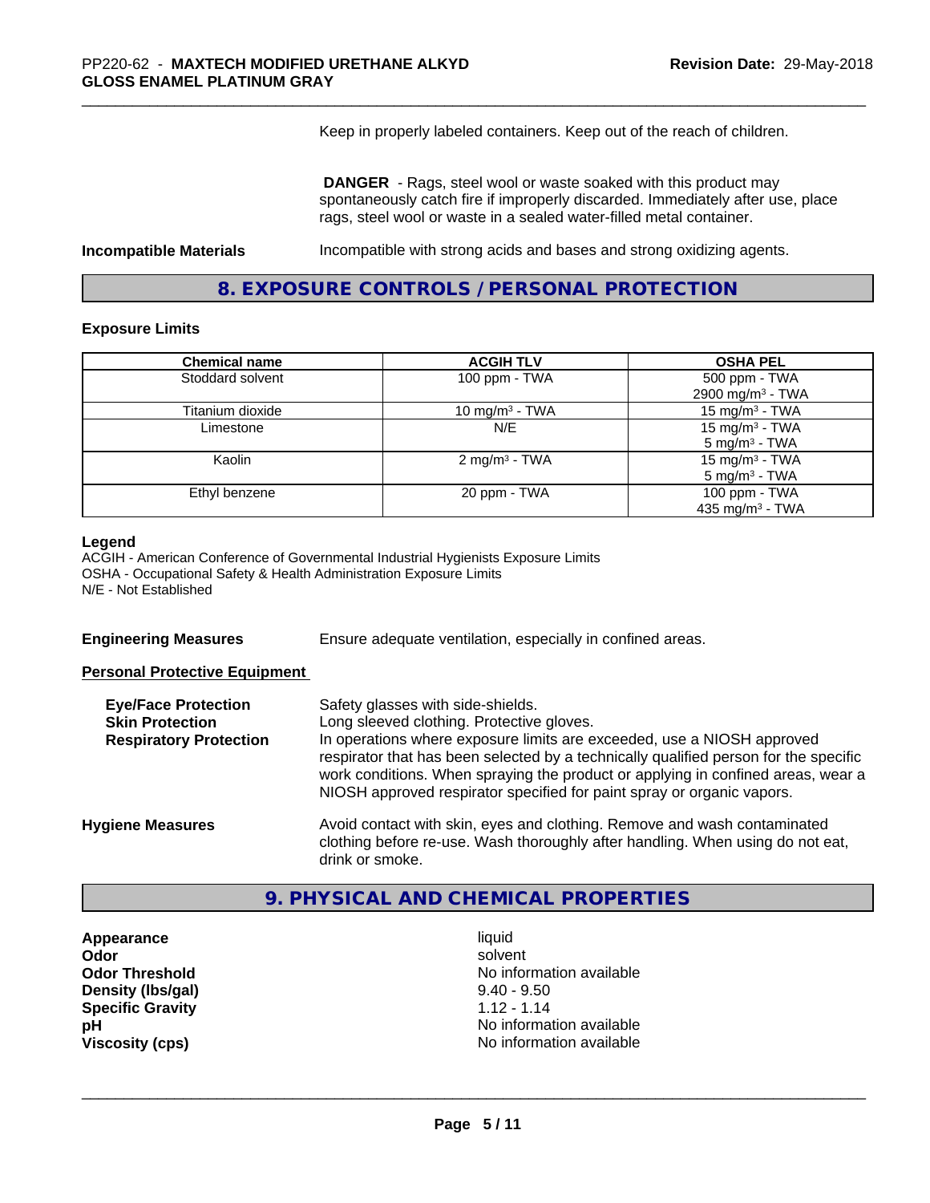Keep in properly labeled containers. Keep out of the reach of children.

**DANGER** - Rags, steel wool or waste soaked with this product may spontaneously catch fire if improperly discarded. Immediately after use, place rags, steel wool or waste in a sealed water-filled metal container.

**Incompatible Materials** Incompatible with strong acids and bases and strong oxidizing agents.

## 8. EXPOSURE CONTROLS / PERSONAL PROTECTION

### Exposure Limits

| Chemical name | ACGIH TLV | OSHA PEL |
|---|---|---|
| Stoddard solvent | 100 ppm - TWA | 500 ppm - TWA<br>2900 mg/m³ - TWA |
| Titanium dioxide | 10 mg/m³ - TWA | 15 mg/m³ - TWA |
| Limestone | N/E | 15 mg/m³ - TWA<br>5 mg/m³ - TWA |
| Kaolin | 2 mg/m³ - TWA | 15 mg/m³ - TWA<br>5 mg/m³ - TWA |
| Ethyl benzene | 20 ppm - TWA | 100 ppm - TWA<br>435 mg/m³ - TWA |

**Legend**
ACGIH - American Conference of Governmental Industrial Hygienists Exposure Limits
OSHA - Occupational Safety & Health Administration Exposure Limits
N/E - Not Established

**Engineering Measures** Ensure adequate ventilation, especially in confined areas.

**Personal Protective Equipment**

**Eye/Face Protection** Safety glasses with side-shields.

**Skin Protection** Long sleeved clothing. Protective gloves.

**Respiratory Protection** In operations where exposure limits are exceeded, use a NIOSH approved respirator that has been selected by a technically qualified person for the specific work conditions. When spraying the product or applying in confined areas, wear a NIOSH approved respirator specified for paint spray or organic vapors.

**Hygiene Measures** Avoid contact with skin, eyes and clothing. Remove and wash contaminated clothing before re-use. Wash thoroughly after handling. When using do not eat, drink or smoke.

## 9. PHYSICAL AND CHEMICAL PROPERTIES

| | |
|---|---|
| **Appearance** | liquid |
| **Odor** | solvent |
| **Odor Threshold** | No information available |
| **Density (lbs/gal)** | 9.40 - 9.50 |
| **Specific Gravity** | 1.12 - 1.14 |
| **pH** | No information available |
| **Viscosity (cps)** | No information available |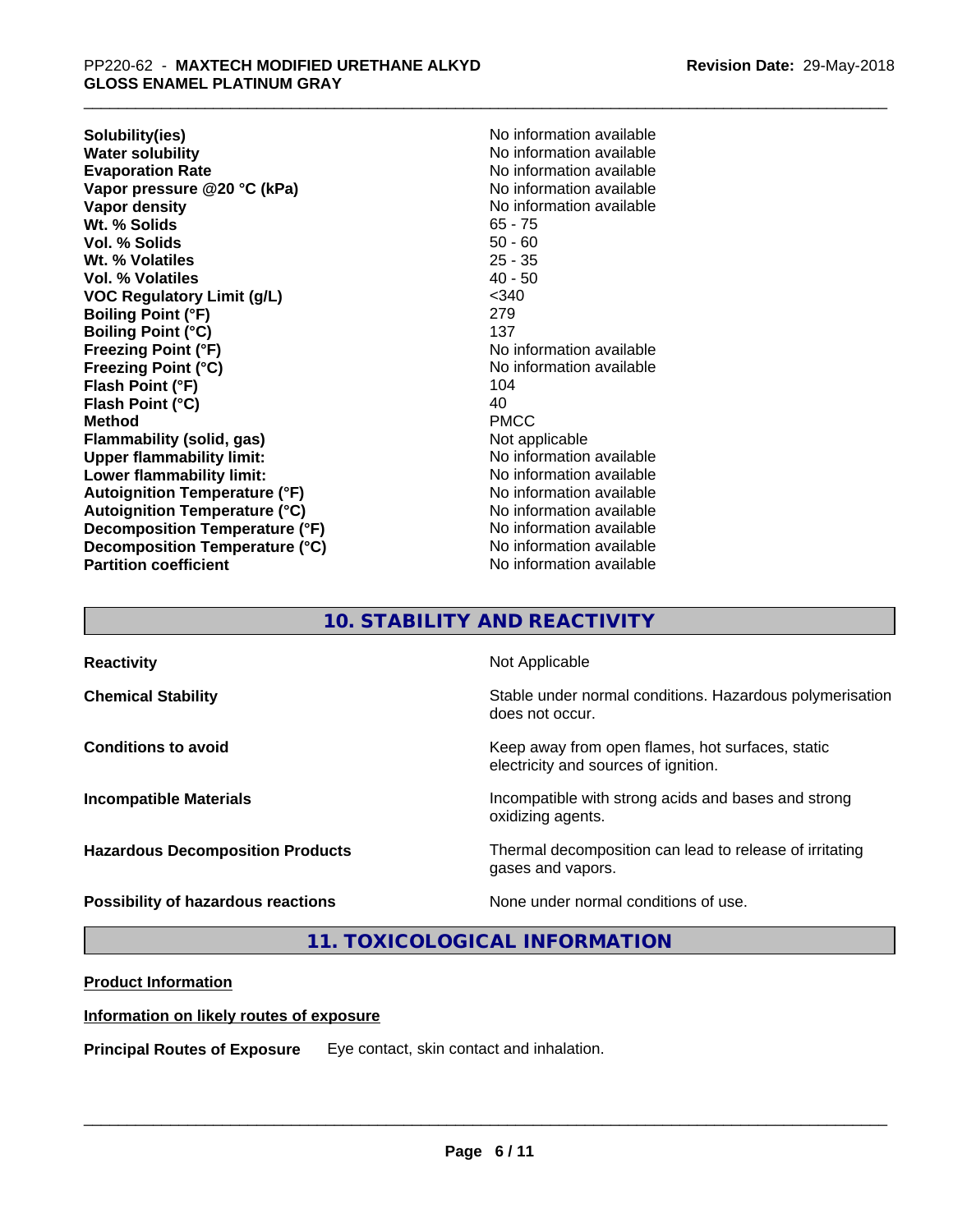| | |
|---|---|
| **Solubility(ies)** | No information available |
| **Water solubility** | No information available |
| **Evaporation Rate** | No information available |
| **Vapor pressure @20 °C (kPa)** | No information available |
| **Vapor density** | No information available |
| **Wt. % Solids** | 65 - 75 |
| **Vol. % Solids** | 50 - 60 |
| **Wt. % Volatiles** | 25 - 35 |
| **Vol. % Volatiles** | 40 - 50 |
| **VOC Regulatory Limit (g/L)** | <340 |
| **Boiling Point (°F)** | 279 |
| **Boiling Point (°C)** | 137 |
| **Freezing Point (°F)** | No information available |
| **Freezing Point (°C)** | No information available |
| **Flash Point (°F)** | 104 |
| **Flash Point (°C)** | 40 |
| **Method** | PMCC |
| **Flammability (solid, gas)** | Not applicable |
| **Upper flammability limit:** | No information available |
| **Lower flammability limit:** | No information available |
| **Autoignition Temperature (°F)** | No information available |
| **Autoignition Temperature (°C)** | No information available |
| **Decomposition Temperature (°F)** | No information available |
| **Decomposition Temperature (°C)** | No information available |
| **Partition coefficient** | No information available |

## 10. STABILITY AND REACTIVITY

| | |
|---|---|
| **Reactivity** | Not Applicable |
| **Chemical Stability** | Stable under normal conditions. Hazardous polymerisation does not occur. |
| **Conditions to avoid** | Keep away from open flames, hot surfaces, static electricity and sources of ignition. |
| **Incompatible Materials** | Incompatible with strong acids and bases and strong oxidizing agents. |
| **Hazardous Decomposition Products** | Thermal decomposition can lead to release of irritating gases and vapors. |
| **Possibility of hazardous reactions** | None under normal conditions of use. |

## 11. TOXICOLOGICAL INFORMATION

**Product Information**

**Information on likely routes of exposure**

**Principal Routes of Exposure** Eye contact, skin contact and inhalation.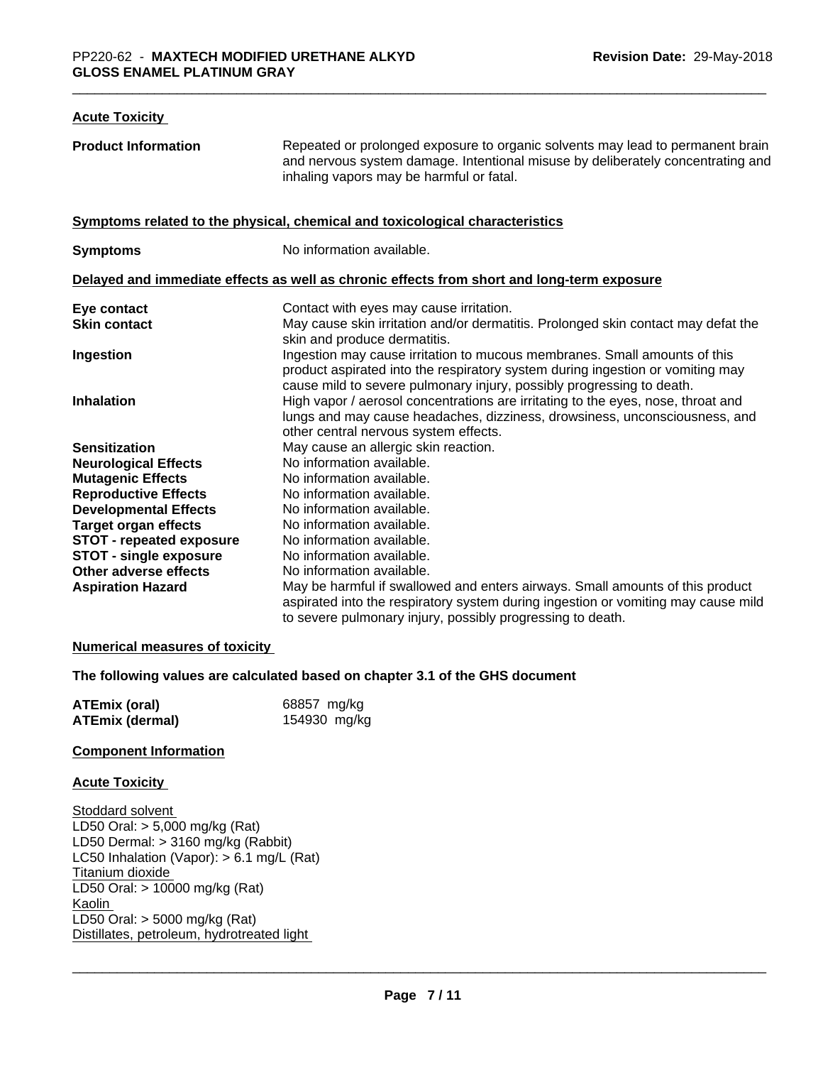### Acute Toxicity

| | |
|---|---|
| **Product Information** | Repeated or prolonged exposure to organic solvents may lead to permanent brain and nervous system damage. Intentional misuse by deliberately concentrating and inhaling vapors may be harmful or fatal. |

### Symptoms related to the physical, chemical and toxicological characteristics

| | |
|---|---|
| **Symptoms** | No information available. |

### Delayed and immediate effects as well as chronic effects from short and long-term exposure

| | |
|---|---|
| **Eye contact** | Contact with eyes may cause irritation. |
| **Skin contact** | May cause skin irritation and/or dermatitis. Prolonged skin contact may defat the skin and produce dermatitis. |
| **Ingestion** | Ingestion may cause irritation to mucous membranes. Small amounts of this product aspirated into the respiratory system during ingestion or vomiting may cause mild to severe pulmonary injury, possibly progressing to death. |
| **Inhalation** | High vapor / aerosol concentrations are irritating to the eyes, nose, throat and lungs and may cause headaches, dizziness, drowsiness, unconsciousness, and other central nervous system effects. |
| **Sensitization** | May cause an allergic skin reaction. |
| **Neurological Effects** | No information available. |
| **Mutagenic Effects** | No information available. |
| **Reproductive Effects** | No information available. |
| **Developmental Effects** | No information available. |
| **Target organ effects** | No information available. |
| **STOT - repeated exposure** | No information available. |
| **STOT - single exposure** | No information available. |
| **Other adverse effects** | No information available. |
| **Aspiration Hazard** | May be harmful if swallowed and enters airways. Small amounts of this product aspirated into the respiratory system during ingestion or vomiting may cause mild to severe pulmonary injury, possibly progressing to death. |

### Numerical measures of toxicity

**The following values are calculated based on chapter 3.1 of the GHS document**

| | |
|---|---|
| **ATEmix (oral)** | 68857 mg/kg |
| **ATEmix (dermal)** | 154930 mg/kg |

### Component Information

### Acute Toxicity

Stoddard solvent
LD50 Oral: > 5,000 mg/kg (Rat)
LD50 Dermal: > 3160 mg/kg (Rabbit)
LC50 Inhalation (Vapor): > 6.1 mg/L (Rat)
Titanium dioxide
LD50 Oral: > 10000 mg/kg (Rat)
Kaolin
LD50 Oral: > 5000 mg/kg (Rat)
Distillates, petroleum, hydrotreated light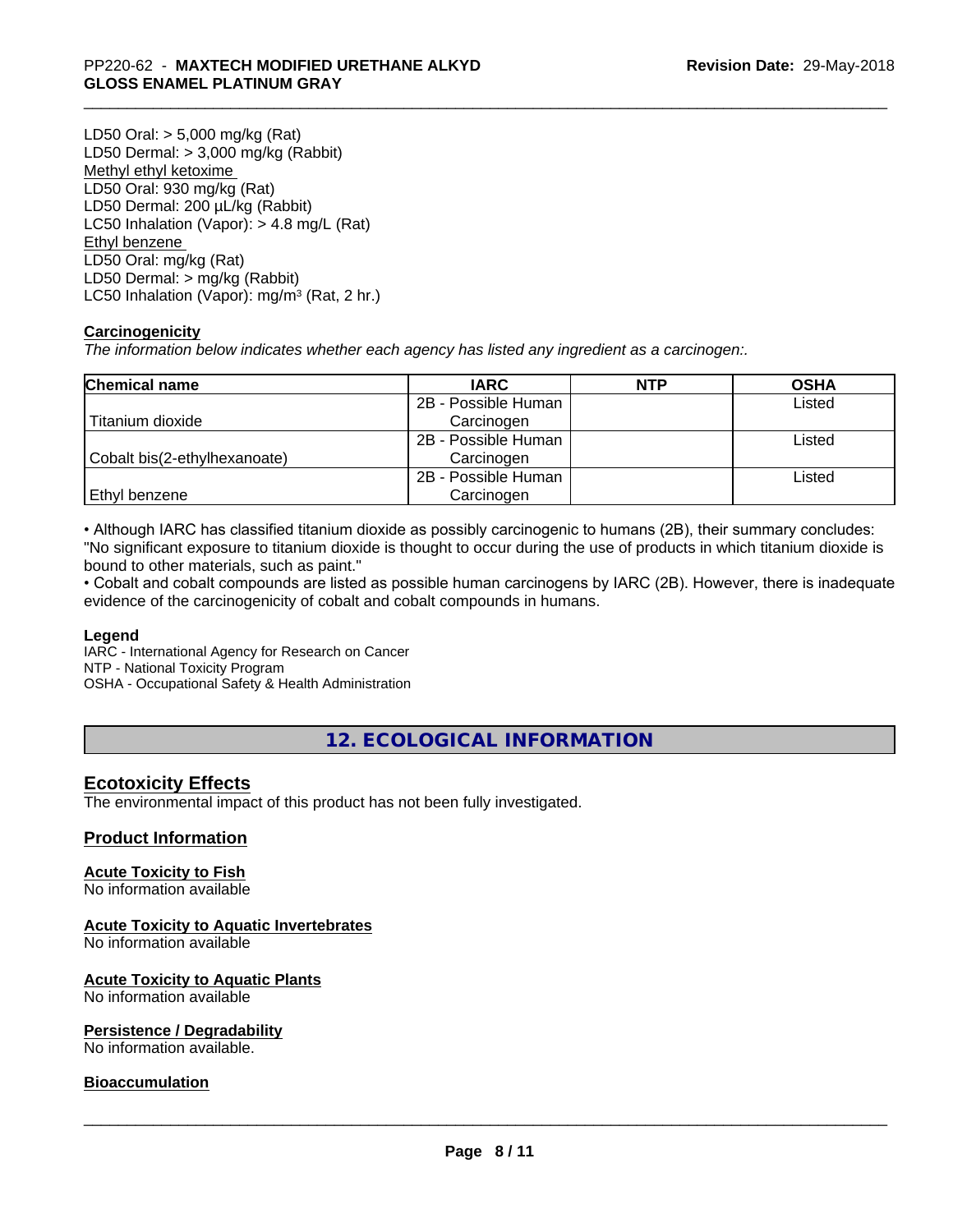LD50 Oral: > 5,000 mg/kg (Rat)
LD50 Dermal: > 3,000 mg/kg (Rabbit)
Methyl ethyl ketoxime
LD50 Oral: 930 mg/kg (Rat)
LD50 Dermal: 200 µL/kg (Rabbit)
LC50 Inhalation (Vapor): > 4.8 mg/L (Rat)
Ethyl benzene
LD50 Oral: mg/kg (Rat)
LD50 Dermal: > mg/kg (Rabbit)
LC50 Inhalation (Vapor): mg/m³ (Rat, 2 hr.)

**Carcinogenicity**
*The information below indicates whether each agency has listed any ingredient as a carcinogen:.*

| Chemical name | IARC | NTP | OSHA |
|---|---|---|---|
| Titanium dioxide | 2B - Possible Human Carcinogen | | Listed |
| Cobalt bis(2-ethylhexanoate) | 2B - Possible Human Carcinogen | | Listed |
| Ethyl benzene | 2B - Possible Human Carcinogen | | Listed |

• Although IARC has classified titanium dioxide as possibly carcinogenic to humans (2B), their summary concludes: "No significant exposure to titanium dioxide is thought to occur during the use of products in which titanium dioxide is bound to other materials, such as paint."
• Cobalt and cobalt compounds are listed as possible human carcinogens by IARC (2B). However, there is inadequate evidence of the carcinogenicity of cobalt and cobalt compounds in humans.

**Legend**
IARC - International Agency for Research on Cancer
NTP - National Toxicity Program
OSHA - Occupational Safety & Health Administration

## 12. ECOLOGICAL INFORMATION

### Ecotoxicity Effects
The environmental impact of this product has not been fully investigated.

### Product Information

**Acute Toxicity to Fish**
No information available

**Acute Toxicity to Aquatic Invertebrates**
No information available

**Acute Toxicity to Aquatic Plants**
No information available

**Persistence / Degradability**
No information available.

**Bioaccumulation**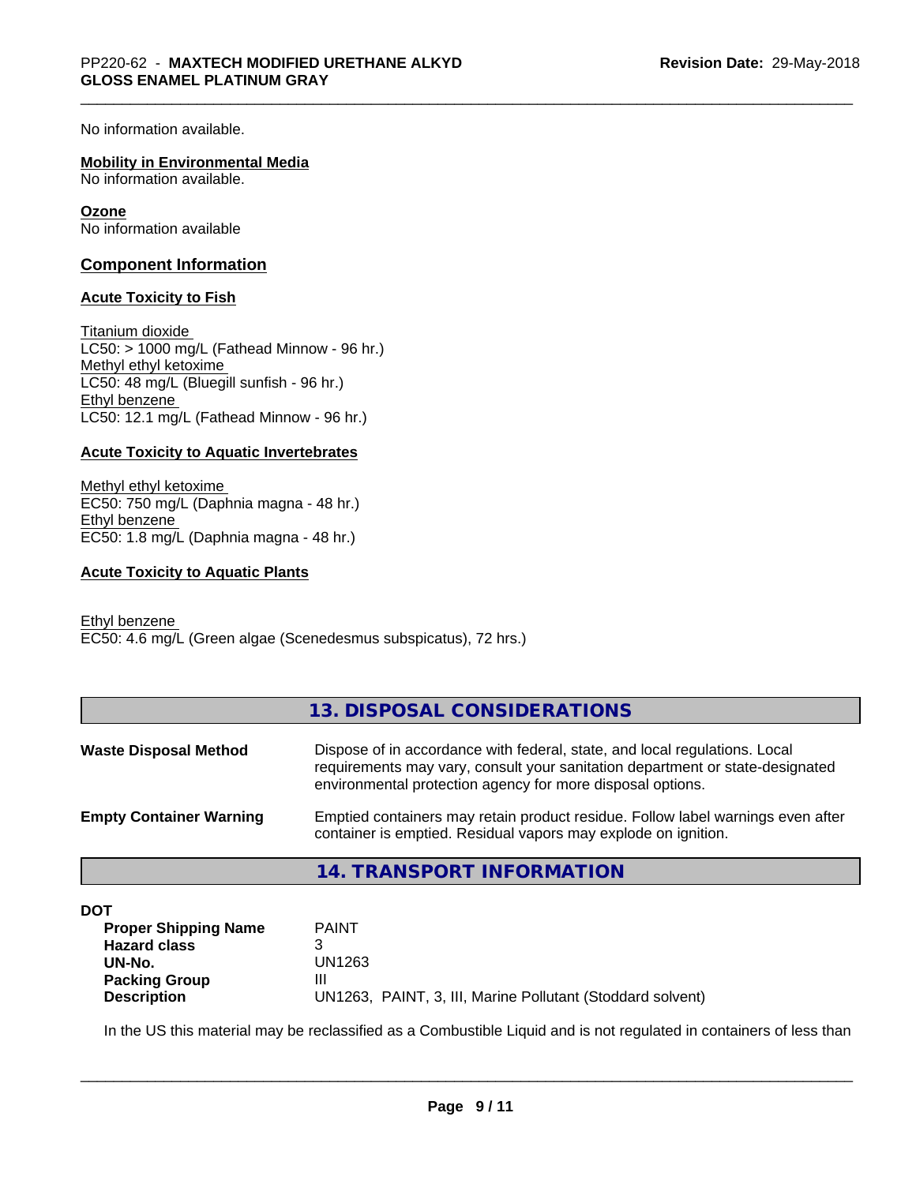No information available.

**Mobility in Environmental Media**
No information available.

**Ozone**
No information available

## Component Information

**Acute Toxicity to Fish**

Titanium dioxide
LC50: > 1000 mg/L (Fathead Minnow - 96 hr.)
Methyl ethyl ketoxime
LC50: 48 mg/L (Bluegill sunfish - 96 hr.)
Ethyl benzene
LC50: 12.1 mg/L (Fathead Minnow - 96 hr.)

**Acute Toxicity to Aquatic Invertebrates**

Methyl ethyl ketoxime
EC50: 750 mg/L (Daphnia magna - 48 hr.)
Ethyl benzene
EC50: 1.8 mg/L (Daphnia magna - 48 hr.)

**Acute Toxicity to Aquatic Plants**

Ethyl benzene
EC50: 4.6 mg/L (Green algae (Scenedesmus subspicatus), 72 hrs.)

## 13. DISPOSAL CONSIDERATIONS

**Waste Disposal Method** Dispose of in accordance with federal, state, and local regulations. Local requirements may vary, consult your sanitation department or state-designated environmental protection agency for more disposal options.

**Empty Container Warning** Emptied containers may retain product residue. Follow label warnings even after container is emptied. Residual vapors may explode on ignition.

## 14. TRANSPORT INFORMATION

**DOT**

| | |
|---|---|
| **Proper Shipping Name** | PAINT |
| **Hazard class** | 3 |
| **UN-No.** | UN1263 |
| **Packing Group** | III |
| **Description** | UN1263, PAINT, 3, III, Marine Pollutant (Stoddard solvent) |

In the US this material may be reclassified as a Combustible Liquid and is not regulated in containers of less than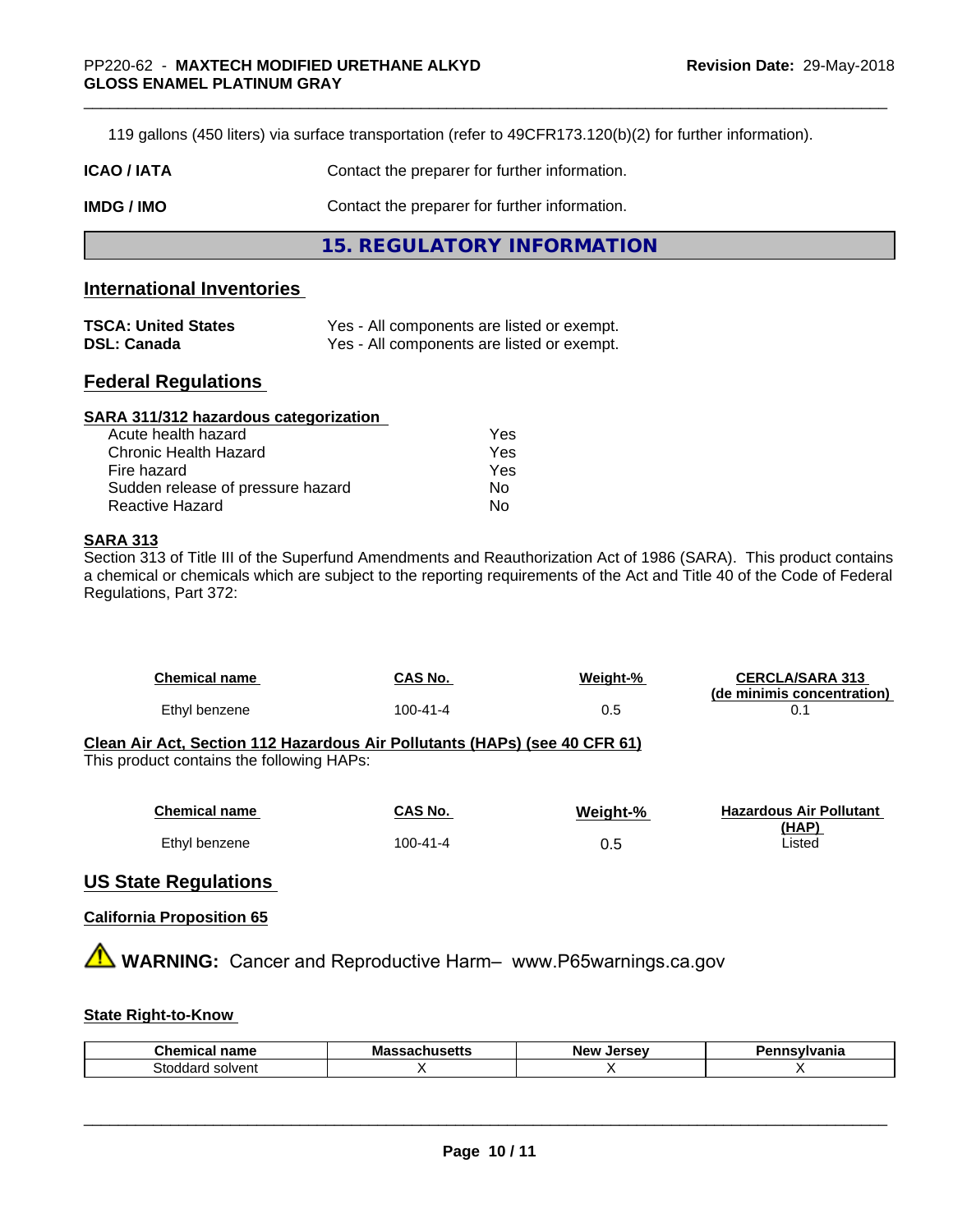119 gallons (450 liters) via surface transportation (refer to 49CFR173.120(b)(2) for further information).

**ICAO / IATA** Contact the preparer for further information.

**IMDG / IMO** Contact the preparer for further information.

## 15. REGULATORY INFORMATION

### International Inventories

| | |
|---|---|
| **TSCA: United States** | Yes - All components are listed or exempt. |
| **DSL: Canada** | Yes - All components are listed or exempt. |

### Federal Regulations

**SARA 311/312 hazardous categorization**

| | |
|---|---|
| Acute health hazard | Yes |
| Chronic Health Hazard | Yes |
| Fire hazard | Yes |
| Sudden release of pressure hazard | No |
| Reactive Hazard | No |

**SARA 313**

Section 313 of Title III of the Superfund Amendments and Reauthorization Act of 1986 (SARA). This product contains a chemical or chemicals which are subject to the reporting requirements of the Act and Title 40 of the Code of Federal Regulations, Part 372:

| Chemical name | CAS No. | Weight-% | CERCLA/SARA 313 (de minimis concentration) |
|---|---|---|---|
| Ethyl benzene | 100-41-4 | 0.5 | 0.1 |

**Clean Air Act, Section 112 Hazardous Air Pollutants (HAPs) (see 40 CFR 61)**

This product contains the following HAPs:

| Chemical name | CAS No. | Weight-% | Hazardous Air Pollutant (HAP) |
|---|---|---|---|
| Ethyl benzene | 100-41-4 | 0.5 | Listed |

### US State Regulations

**California Proposition 65**

⚠ **WARNING:** Cancer and Reproductive Harm– www.P65warnings.ca.gov

**State Right-to-Know**

| Chemical name | Massachusetts | New Jersey | Pennsylvania |
|---|---|---|---|
| Stoddard solvent | X | X | X |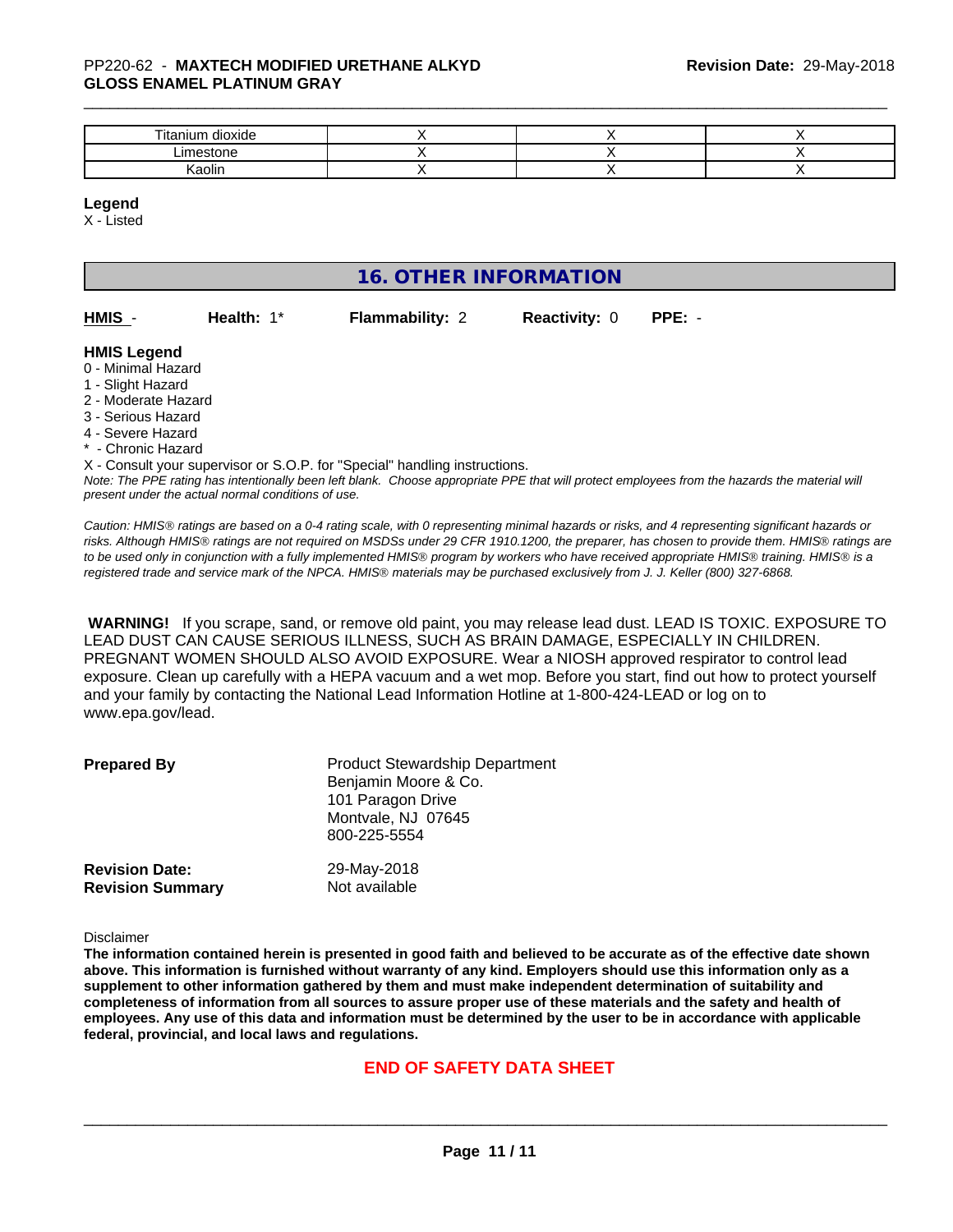| | | | |
|---|---|---|---|
| Titanium dioxide | X | X | X |
| Limestone | X | X | X |
| Kaolin | X | X | X |

**Legend**
X - Listed

## 16. OTHER INFORMATION

**HMIS** - **Health:** 1* **Flammability:** 2 **Reactivity:** 0 **PPE:** -

**HMIS Legend**
0 - Minimal Hazard
1 - Slight Hazard
2 - Moderate Hazard
3 - Serious Hazard
4 - Severe Hazard
* - Chronic Hazard
X - Consult your supervisor or S.O.P. for "Special" handling instructions.

*Note: The PPE rating has intentionally been left blank. Choose appropriate PPE that will protect employees from the hazards the material will present under the actual normal conditions of use.*

*Caution: HMIS® ratings are based on a 0-4 rating scale, with 0 representing minimal hazards or risks, and 4 representing significant hazards or risks. Although HMIS® ratings are not required on MSDSs under 29 CFR 1910.1200, the preparer, has chosen to provide them. HMIS® ratings are to be used only in conjunction with a fully implemented HMIS® program by workers who have received appropriate HMIS® training. HMIS® is a registered trade and service mark of the NPCA. HMIS® materials may be purchased exclusively from J. J. Keller (800) 327-6868.*

**WARNING!** If you scrape, sand, or remove old paint, you may release lead dust. LEAD IS TOXIC. EXPOSURE TO LEAD DUST CAN CAUSE SERIOUS ILLNESS, SUCH AS BRAIN DAMAGE, ESPECIALLY IN CHILDREN. PREGNANT WOMEN SHOULD ALSO AVOID EXPOSURE. Wear a NIOSH approved respirator to control lead exposure. Clean up carefully with a HEPA vacuum and a wet mop. Before you start, find out how to protect yourself and your family by contacting the National Lead Information Hotline at 1-800-424-LEAD or log on to www.epa.gov/lead.

**Prepared By** Product Stewardship Department
Benjamin Moore & Co.
101 Paragon Drive
Montvale, NJ 07645
800-225-5554

**Revision Date:** 29-May-2018
**Revision Summary** Not available

Disclaimer

**The information contained herein is presented in good faith and believed to be accurate as of the effective date shown above. This information is furnished without warranty of any kind. Employers should use this information only as a supplement to other information gathered by them and must make independent determination of suitability and completeness of information from all sources to assure proper use of these materials and the safety and health of employees. Any use of this data and information must be determined by the user to be in accordance with applicable federal, provincial, and local laws and regulations.**

**END OF SAFETY DATA SHEET**